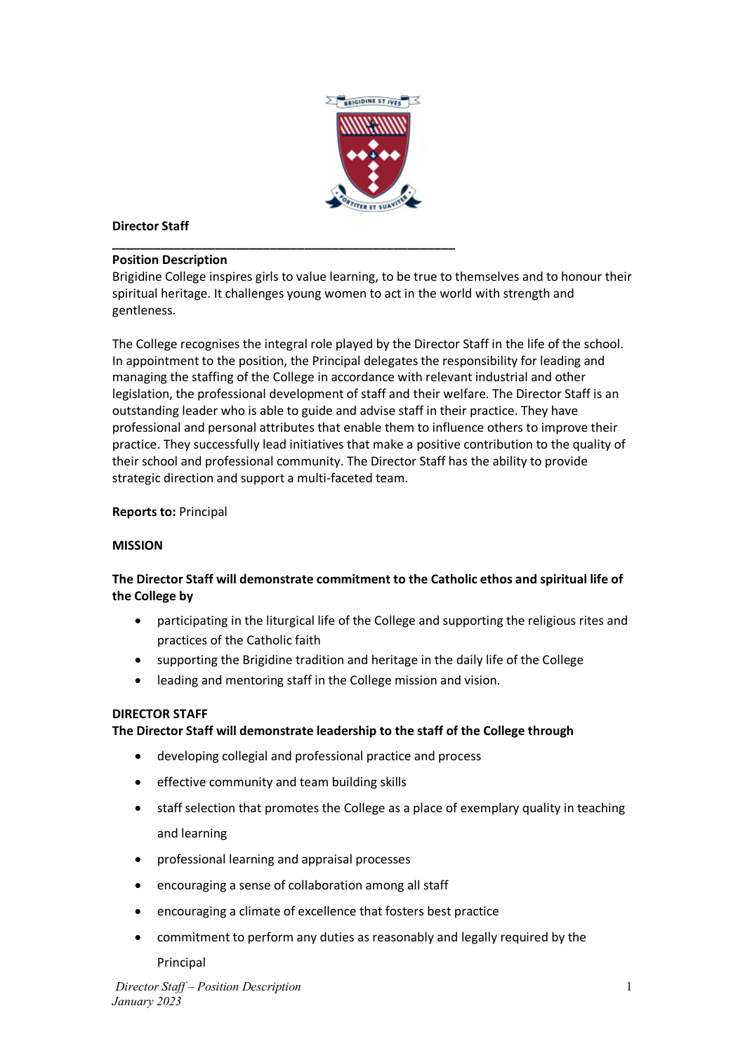**Director Staff**

---

**Position Description**

Brigidine College inspires girls to value learning, to be true to themselves and to honour their spiritual heritage. It challenges young women to act in the world with strength and gentleness.

The College recognises the integral role played by the Director Staff in the life of the school. In appointment to the position, the Principal delegates the responsibility for leading and managing the staffing of the College in accordance with relevant industrial and other legislation, the professional development of staff and their welfare. The Director Staff is an outstanding leader who is able to guide and advise staff in their practice. They have professional and personal attributes that enable them to influence others to improve their practice. They successfully lead initiatives that make a positive contribution to the quality of their school and professional community. The Director Staff has the ability to provide strategic direction and support a multi-faceted team.

**Reports to:** Principal

**MISSION**

**The Director Staff will demonstrate commitment to the Catholic ethos and spiritual life of the College by**

- participating in the liturgical life of the College and supporting the religious rites and practices of the Catholic faith
- supporting the Brigidine tradition and heritage in the daily life of the College
- leading and mentoring staff in the College mission and vision.

**DIRECTOR STAFF**

**The Director Staff will demonstrate leadership to the staff of the College through**

- developing collegial and professional practice and process
- effective community and team building skills
- staff selection that promotes the College as a place of exemplary quality in teaching and learning
- professional learning and appraisal processes
- encouraging a sense of collaboration among all staff
- encouraging a climate of excellence that fosters best practice
- commitment to perform any duties as reasonably and legally required by the Principal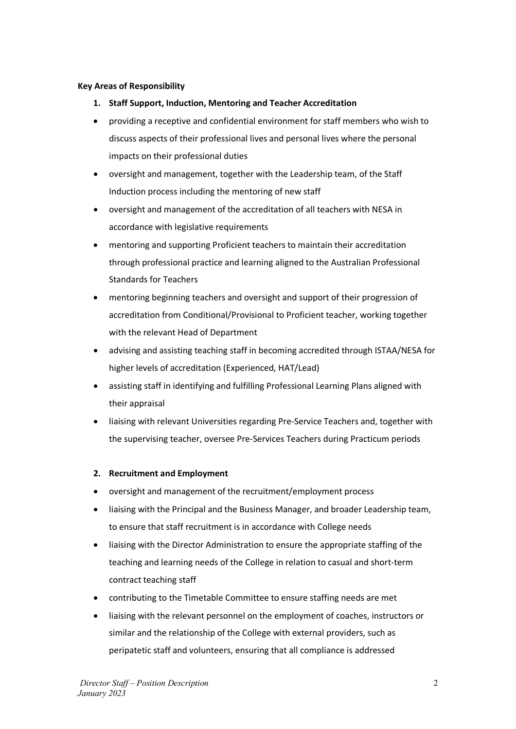**Key Areas of Responsibility**

**1. Staff Support, Induction, Mentoring and Teacher Accreditation**

- providing a receptive and confidential environment for staff members who wish to discuss aspects of their professional lives and personal lives where the personal impacts on their professional duties
- oversight and management, together with the Leadership team, of the Staff Induction process including the mentoring of new staff
- oversight and management of the accreditation of all teachers with NESA in accordance with legislative requirements
- mentoring and supporting Proficient teachers to maintain their accreditation through professional practice and learning aligned to the Australian Professional Standards for Teachers
- mentoring beginning teachers and oversight and support of their progression of accreditation from Conditional/Provisional to Proficient teacher, working together with the relevant Head of Department
- advising and assisting teaching staff in becoming accredited through ISTAA/NESA for higher levels of accreditation (Experienced, HAT/Lead)
- assisting staff in identifying and fulfilling Professional Learning Plans aligned with their appraisal
- liaising with relevant Universities regarding Pre-Service Teachers and, together with the supervising teacher, oversee Pre-Services Teachers during Practicum periods

**2. Recruitment and Employment**

- oversight and management of the recruitment/employment process
- liaising with the Principal and the Business Manager, and broader Leadership team, to ensure that staff recruitment is in accordance with College needs
- liaising with the Director Administration to ensure the appropriate staffing of the teaching and learning needs of the College in relation to casual and short-term contract teaching staff
- contributing to the Timetable Committee to ensure staffing needs are met
- liaising with the relevant personnel on the employment of coaches, instructors or similar and the relationship of the College with external providers, such as peripatetic staff and volunteers, ensuring that all compliance is addressed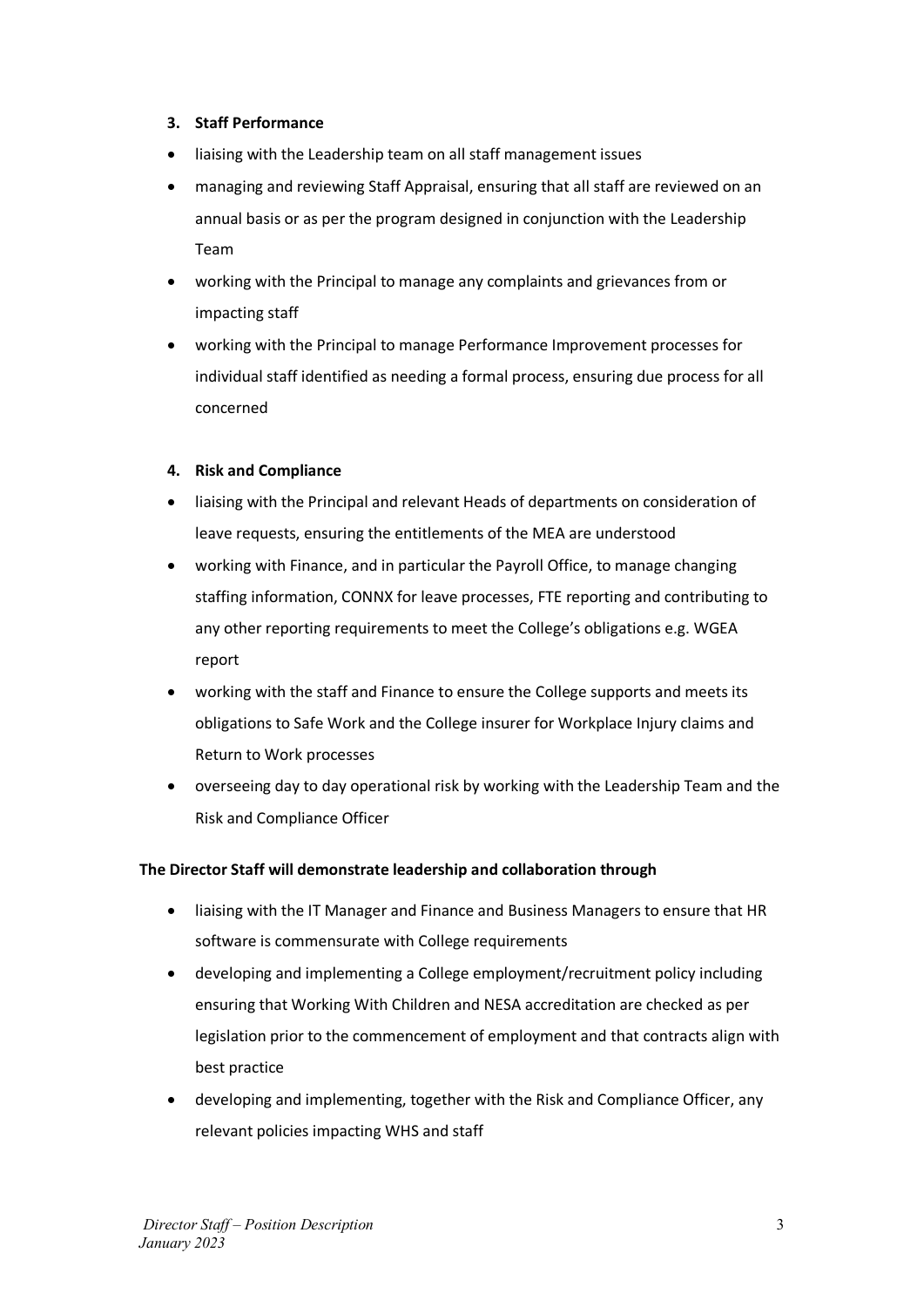3. **Staff Performance**

- liaising with the Leadership team on all staff management issues
- managing and reviewing Staff Appraisal, ensuring that all staff are reviewed on an annual basis or as per the program designed in conjunction with the Leadership Team
- working with the Principal to manage any complaints and grievances from or impacting staff
- working with the Principal to manage Performance Improvement processes for individual staff identified as needing a formal process, ensuring due process for all concerned

4. **Risk and Compliance**

- liaising with the Principal and relevant Heads of departments on consideration of leave requests, ensuring the entitlements of the MEA are understood
- working with Finance, and in particular the Payroll Office, to manage changing staffing information, CONNX for leave processes, FTE reporting and contributing to any other reporting requirements to meet the College's obligations e.g. WGEA report
- working with the staff and Finance to ensure the College supports and meets its obligations to Safe Work and the College insurer for Workplace Injury claims and Return to Work processes
- overseeing day to day operational risk by working with the Leadership Team and the Risk and Compliance Officer

**The Director Staff will demonstrate leadership and collaboration through**

- liaising with the IT Manager and Finance and Business Managers to ensure that HR software is commensurate with College requirements
- developing and implementing a College employment/recruitment policy including ensuring that Working With Children and NESA accreditation are checked as per legislation prior to the commencement of employment and that contracts align with best practice
- developing and implementing, together with the Risk and Compliance Officer, any relevant policies impacting WHS and staff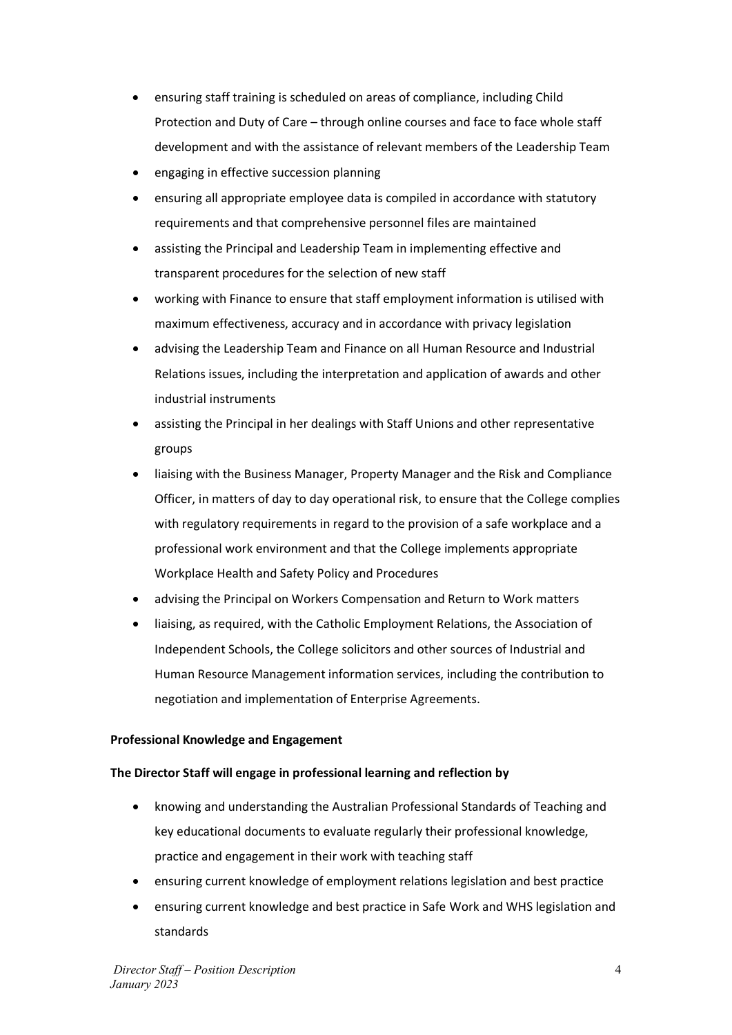- ensuring staff training is scheduled on areas of compliance, including Child Protection and Duty of Care – through online courses and face to face whole staff development and with the assistance of relevant members of the Leadership Team
- engaging in effective succession planning
- ensuring all appropriate employee data is compiled in accordance with statutory requirements and that comprehensive personnel files are maintained
- assisting the Principal and Leadership Team in implementing effective and transparent procedures for the selection of new staff
- working with Finance to ensure that staff employment information is utilised with maximum effectiveness, accuracy and in accordance with privacy legislation
- advising the Leadership Team and Finance on all Human Resource and Industrial Relations issues, including the interpretation and application of awards and other industrial instruments
- assisting the Principal in her dealings with Staff Unions and other representative groups
- liaising with the Business Manager, Property Manager and the Risk and Compliance Officer, in matters of day to day operational risk, to ensure that the College complies with regulatory requirements in regard to the provision of a safe workplace and a professional work environment and that the College implements appropriate Workplace Health and Safety Policy and Procedures
- advising the Principal on Workers Compensation and Return to Work matters
- liaising, as required, with the Catholic Employment Relations, the Association of Independent Schools, the College solicitors and other sources of Industrial and Human Resource Management information services, including the contribution to negotiation and implementation of Enterprise Agreements.

**Professional Knowledge and Engagement**

**The Director Staff will engage in professional learning and reflection by**

- knowing and understanding the Australian Professional Standards of Teaching and key educational documents to evaluate regularly their professional knowledge, practice and engagement in their work with teaching staff
- ensuring current knowledge of employment relations legislation and best practice
- ensuring current knowledge and best practice in Safe Work and WHS legislation and standards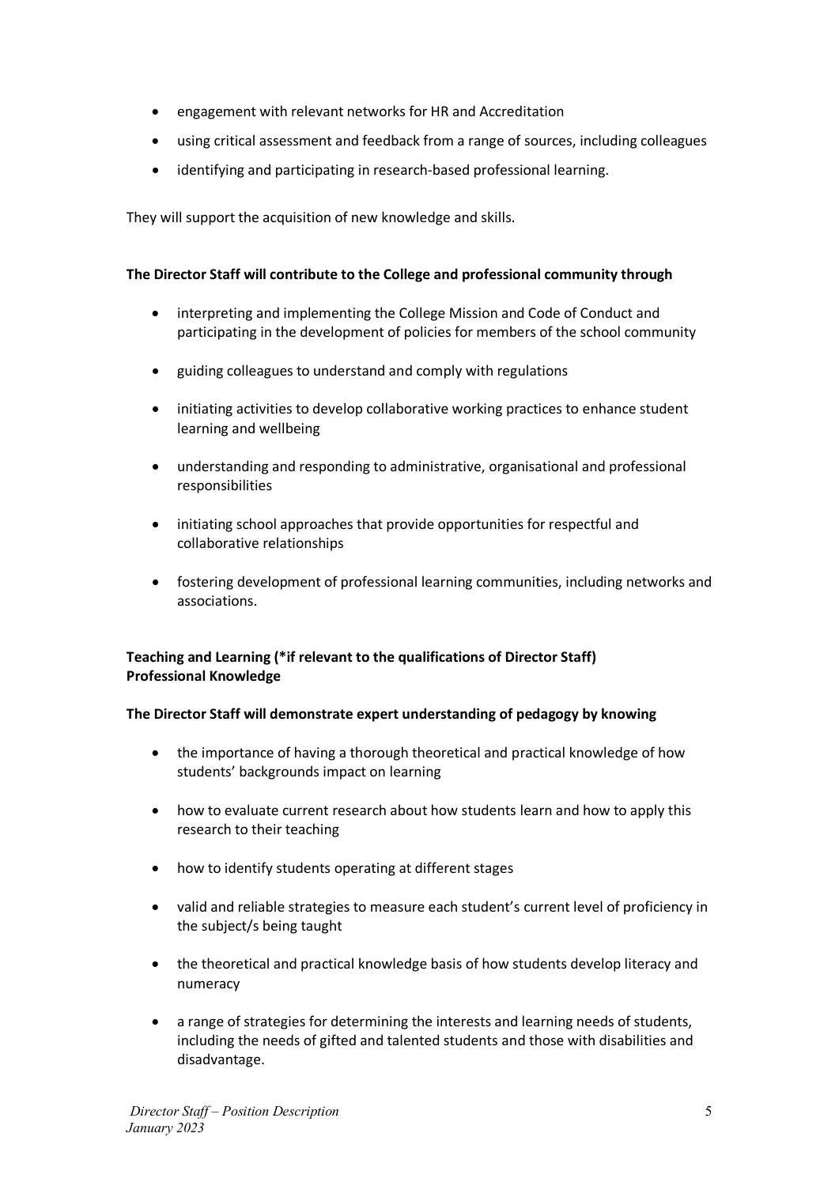- engagement with relevant networks for HR and Accreditation
- using critical assessment and feedback from a range of sources, including colleagues
- identifying and participating in research-based professional learning.

They will support the acquisition of new knowledge and skills.

**The Director Staff will contribute to the College and professional community through**

- interpreting and implementing the College Mission and Code of Conduct and participating in the development of policies for members of the school community
- guiding colleagues to understand and comply with regulations
- initiating activities to develop collaborative working practices to enhance student learning and wellbeing
- understanding and responding to administrative, organisational and professional responsibilities
- initiating school approaches that provide opportunities for respectful and collaborative relationships
- fostering development of professional learning communities, including networks and associations.

**Teaching and Learning (*if relevant to the qualifications of Director Staff)**
**Professional Knowledge**

**The Director Staff will demonstrate expert understanding of pedagogy by knowing**

- the importance of having a thorough theoretical and practical knowledge of how students' backgrounds impact on learning
- how to evaluate current research about how students learn and how to apply this research to their teaching
- how to identify students operating at different stages
- valid and reliable strategies to measure each student's current level of proficiency in the subject/s being taught
- the theoretical and practical knowledge basis of how students develop literacy and numeracy
- a range of strategies for determining the interests and learning needs of students, including the needs of gifted and talented students and those with disabilities and disadvantage.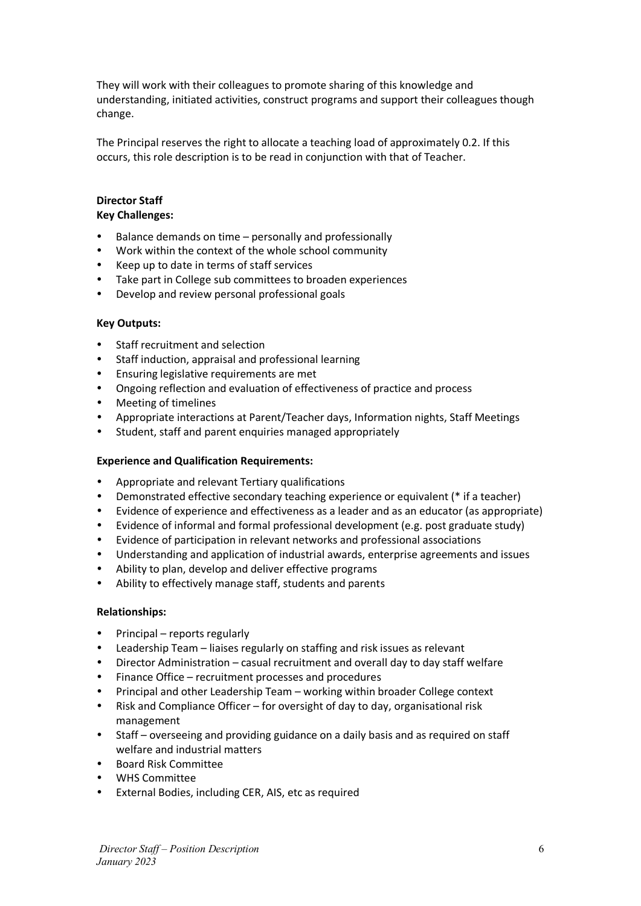They will work with their colleagues to promote sharing of this knowledge and understanding, initiated activities, construct programs and support their colleagues though change.

The Principal reserves the right to allocate a teaching load of approximately 0.2. If this occurs, this role description is to be read in conjunction with that of Teacher.

**Director Staff**
**Key Challenges:**

- Balance demands on time – personally and professionally
- Work within the context of the whole school community
- Keep up to date in terms of staff services
- Take part in College sub committees to broaden experiences
- Develop and review personal professional goals

**Key Outputs:**

- Staff recruitment and selection
- Staff induction, appraisal and professional learning
- Ensuring legislative requirements are met
- Ongoing reflection and evaluation of effectiveness of practice and process
- Meeting of timelines
- Appropriate interactions at Parent/Teacher days, Information nights, Staff Meetings
- Student, staff and parent enquiries managed appropriately

**Experience and Qualification Requirements:**

- Appropriate and relevant Tertiary qualifications
- Demonstrated effective secondary teaching experience or equivalent (* if a teacher)
- Evidence of experience and effectiveness as a leader and as an educator (as appropriate)
- Evidence of informal and formal professional development (e.g. post graduate study)
- Evidence of participation in relevant networks and professional associations
- Understanding and application of industrial awards, enterprise agreements and issues
- Ability to plan, develop and deliver effective programs
- Ability to effectively manage staff, students and parents

**Relationships:**

- Principal – reports regularly
- Leadership Team – liaises regularly on staffing and risk issues as relevant
- Director Administration – casual recruitment and overall day to day staff welfare
- Finance Office – recruitment processes and procedures
- Principal and other Leadership Team – working within broader College context
- Risk and Compliance Officer – for oversight of day to day, organisational risk management
- Staff – overseeing and providing guidance on a daily basis and as required on staff welfare and industrial matters
- Board Risk Committee
- WHS Committee
- External Bodies, including CER, AIS, etc as required